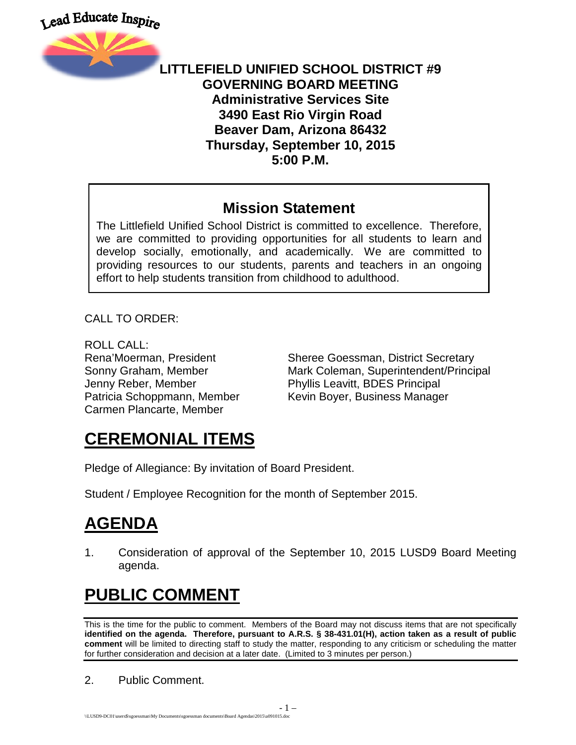Lead Educate Inspire

**LITTLEFIELD UNIFIED SCHOOL DISTRICT #9**
**GOVERNING BOARD MEETING**
**Administrative Services Site**
**3490 East Rio Virgin Road**
**Beaver Dam, Arizona 86432**
**Thursday, September 10, 2015**
**5:00 P.M.**

## Mission Statement

The Littlefield Unified School District is committed to excellence. Therefore, we are committed to providing opportunities for all students to learn and develop socially, emotionally, and academically. We are committed to providing resources to our students, parents and teachers in an ongoing effort to help students transition from childhood to adulthood.

CALL TO ORDER:

ROLL CALL:

Rena'Moerman, President
Sonny Graham, Member
Jenny Reber, Member
Patricia Schoppmann, Member
Carmen Plancarte, Member

Sheree Goessman, District Secretary
Mark Coleman, Superintendent/Principal
Phyllis Leavitt, BDES Principal
Kevin Boyer, Business Manager

# CEREMONIAL ITEMS

Pledge of Allegiance: By invitation of Board President.

Student / Employee Recognition for the month of September 2015.

# AGENDA

1. Consideration of approval of the September 10, 2015 LUSD9 Board Meeting agenda.

# PUBLIC COMMENT

This is the time for the public to comment. Members of the Board may not discuss items that are not specifically **identified on the agenda. Therefore, pursuant to A.R.S. § 38-431.01(H), action taken as a result of public comment** will be limited to directing staff to study the matter, responding to any criticism or scheduling the matter for further consideration and decision at a later date. (Limited to 3 minutes per person.)

2. Public Comment.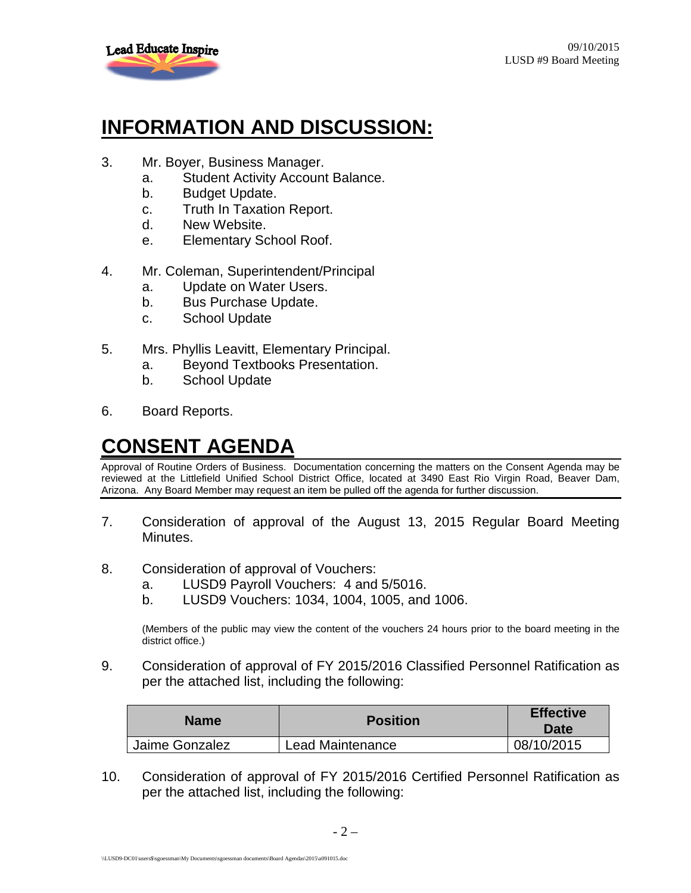# INFORMATION AND DISCUSSION:

3. Mr. Boyer, Business Manager.
   a. Student Activity Account Balance.
   b. Budget Update.
   c. Truth In Taxation Report.
   d. New Website.
   e. Elementary School Roof.

4. Mr. Coleman, Superintendent/Principal
   a. Update on Water Users.
   b. Bus Purchase Update.
   c. School Update

5. Mrs. Phyllis Leavitt, Elementary Principal.
   a. Beyond Textbooks Presentation.
   b. School Update

6. Board Reports.

# CONSENT AGENDA

Approval of Routine Orders of Business. Documentation concerning the matters on the Consent Agenda may be reviewed at the Littlefield Unified School District Office, located at 3490 East Rio Virgin Road, Beaver Dam, Arizona. Any Board Member may request an item be pulled off the agenda for further discussion.

7. Consideration of approval of the August 13, 2015 Regular Board Meeting Minutes.

8. Consideration of approval of Vouchers:
   a. LUSD9 Payroll Vouchers: 4 and 5/5016.
   b. LUSD9 Vouchers: 1034, 1004, 1005, and 1006.

   (Members of the public may view the content of the vouchers 24 hours prior to the board meeting in the district office.)

9. Consideration of approval of FY 2015/2016 Classified Personnel Ratification as per the attached list, including the following:

| Name | Position | Effective Date |
|---|---|---|
| Jaime Gonzalez | Lead Maintenance | 08/10/2015 |

10. Consideration of approval of FY 2015/2016 Certified Personnel Ratification as per the attached list, including the following: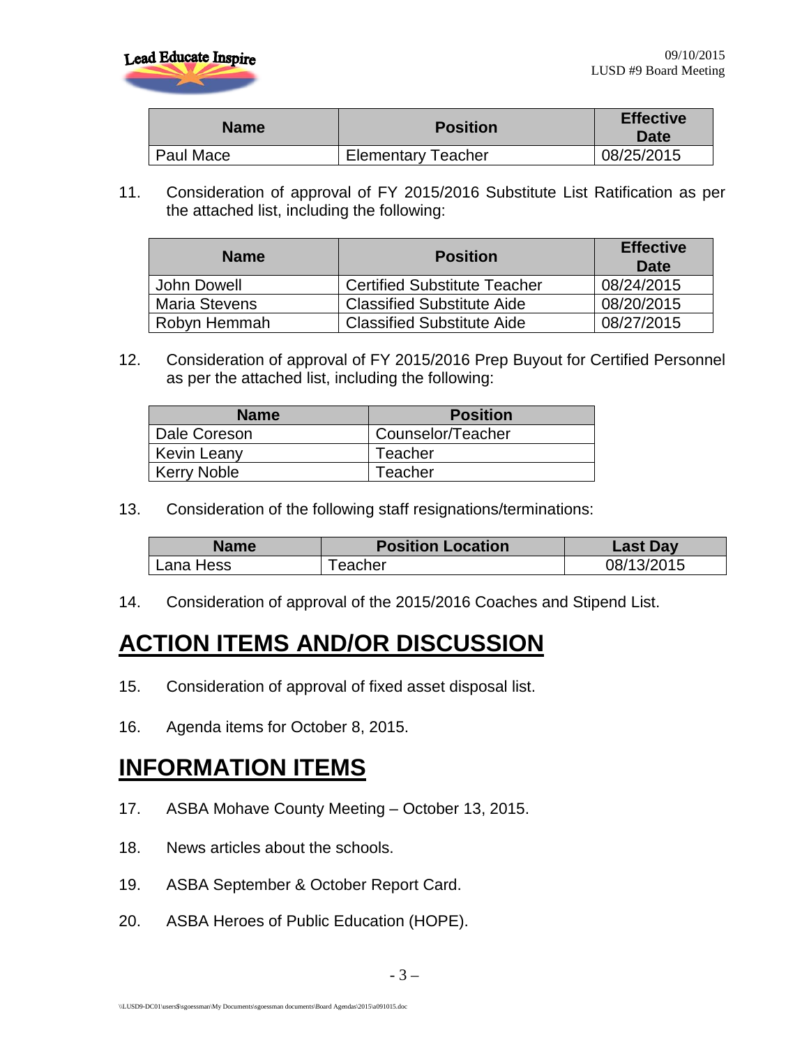| Name | Position | Effective Date |
| --- | --- | --- |
| Paul Mace | Elementary Teacher | 08/25/2015 |

11. Consideration of approval of FY 2015/2016 Substitute List Ratification as per the attached list, including the following:

| Name | Position | Effective Date |
| --- | --- | --- |
| John Dowell | Certified Substitute Teacher | 08/24/2015 |
| Maria Stevens | Classified Substitute Aide | 08/20/2015 |
| Robyn Hemmah | Classified Substitute Aide | 08/27/2015 |

12. Consideration of approval of FY 2015/2016 Prep Buyout for Certified Personnel as per the attached list, including the following:

| Name | Position |
| --- | --- |
| Dale Coreson | Counselor/Teacher |
| Kevin Leany | Teacher |
| Kerry Noble | Teacher |

13. Consideration of the following staff resignations/terminations:

| Name | Position Location | Last Day |
| --- | --- | --- |
| Lana Hess | Teacher | 08/13/2015 |

14. Consideration of approval of the 2015/2016 Coaches and Stipend List.

# ACTION ITEMS AND/OR DISCUSSION

15. Consideration of approval of fixed asset disposal list.

16. Agenda items for October 8, 2015.

# INFORMATION ITEMS

17. ASBA Mohave County Meeting – October 13, 2015.

18. News articles about the schools.

19. ASBA September & October Report Card.

20. ASBA Heroes of Public Education (HOPE).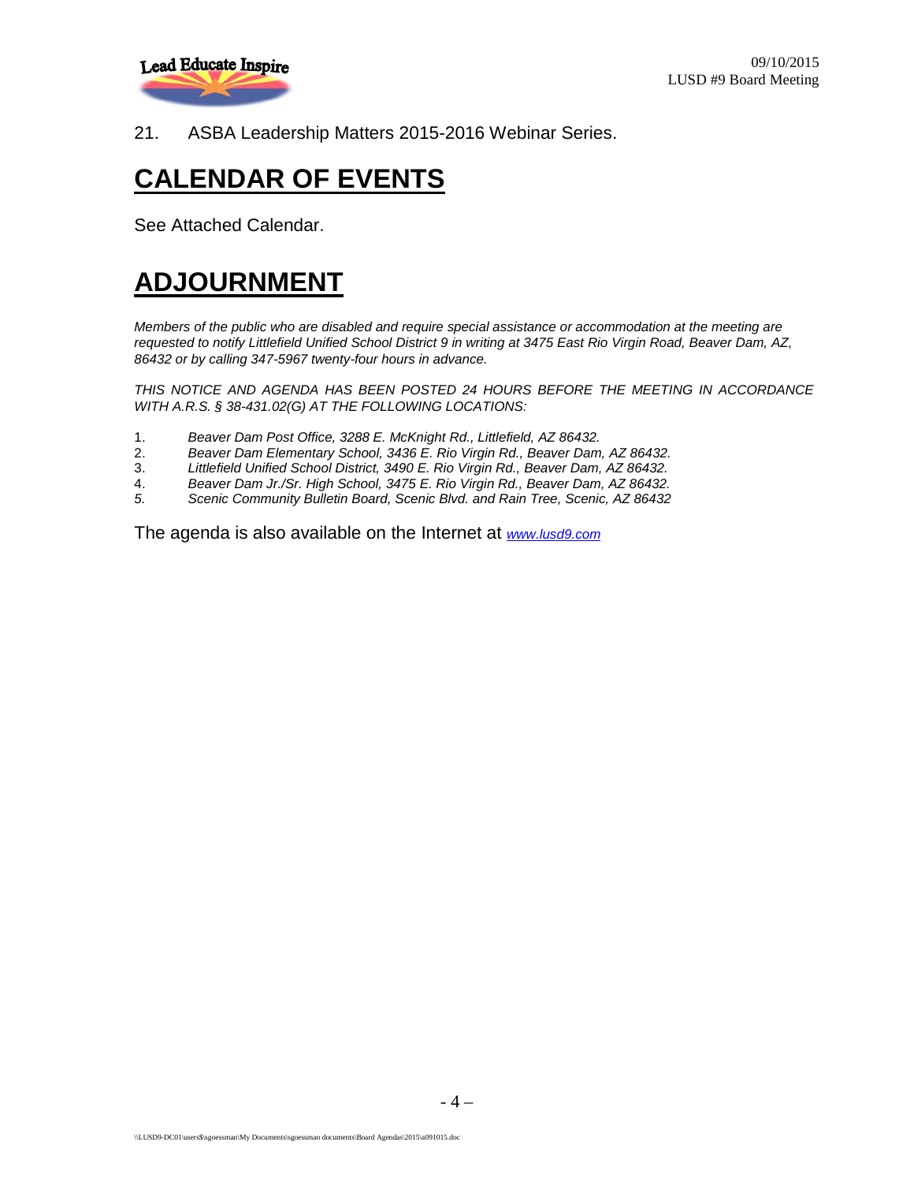21. ASBA Leadership Matters 2015-2016 Webinar Series.

# CALENDAR OF EVENTS

See Attached Calendar.

# ADJOURNMENT

*Members of the public who are disabled and require special assistance or accommodation at the meeting are requested to notify Littlefield Unified School District 9 in writing at 3475 East Rio Virgin Road, Beaver Dam, AZ, 86432 or by calling 347-5967 twenty-four hours in advance.*

*THIS NOTICE AND AGENDA HAS BEEN POSTED 24 HOURS BEFORE THE MEETING IN ACCORDANCE WITH A.R.S. § 38-431.02(G) AT THE FOLLOWING LOCATIONS:*

1. *Beaver Dam Post Office, 3288 E. McKnight Rd., Littlefield, AZ 86432.*
2. *Beaver Dam Elementary School, 3436 E. Rio Virgin Rd., Beaver Dam, AZ 86432.*
3. *Littlefield Unified School District, 3490 E. Rio Virgin Rd., Beaver Dam, AZ 86432.*
4. *Beaver Dam Jr./Sr. High School, 3475 E. Rio Virgin Rd., Beaver Dam, AZ 86432.*
5. *Scenic Community Bulletin Board, Scenic Blvd. and Rain Tree, Scenic, AZ 86432*

The agenda is also available on the Internet at *www.lusd9.com*